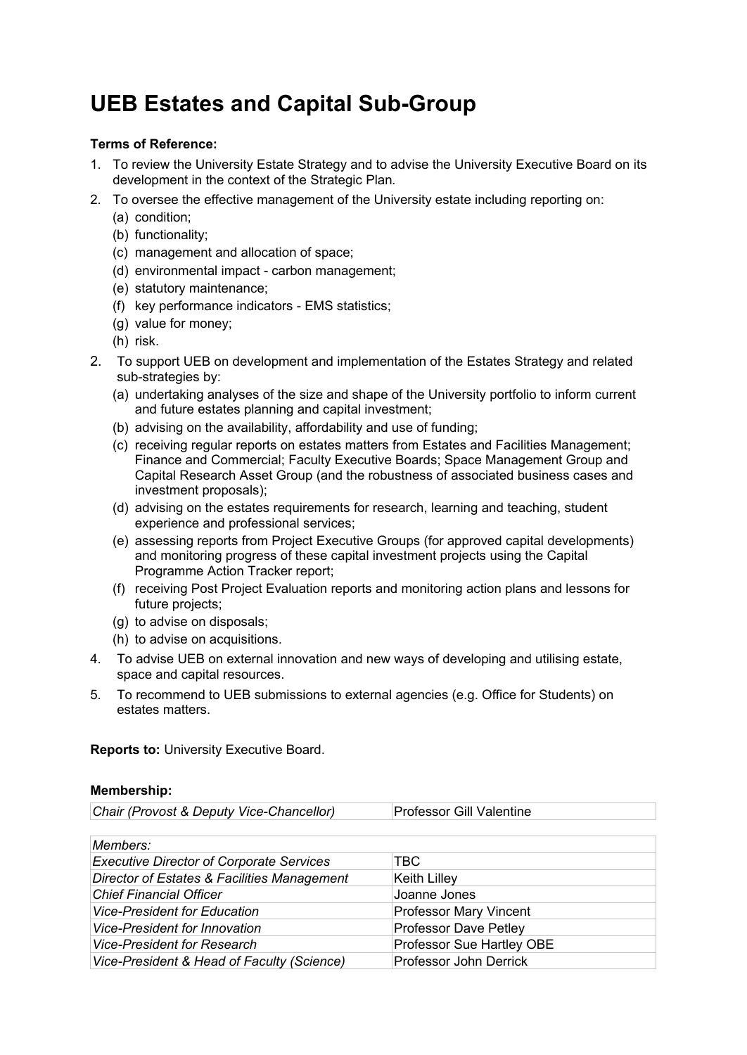# UEB Estates and Capital Sub-Group

**Terms of Reference:**

1. To review the University Estate Strategy and to advise the University Executive Board on its development in the context of the Strategic Plan.
2. To oversee the effective management of the University estate including reporting on:
   (a) condition;
   (b) functionality;
   (c) management and allocation of space;
   (d) environmental impact - carbon management;
   (e) statutory maintenance;
   (f) key performance indicators - EMS statistics;
   (g) value for money;
   (h) risk.

2. To support UEB on development and implementation of the Estates Strategy and related sub-strategies by:
   (a) undertaking analyses of the size and shape of the University portfolio to inform current and future estates planning and capital investment;
   (b) advising on the availability, affordability and use of funding;
   (c) receiving regular reports on estates matters from Estates and Facilities Management; Finance and Commercial; Faculty Executive Boards; Space Management Group and Capital Research Asset Group (and the robustness of associated business cases and investment proposals);
   (d) advising on the estates requirements for research, learning and teaching, student experience and professional services;
   (e) assessing reports from Project Executive Groups (for approved capital developments) and monitoring progress of these capital investment projects using the Capital Programme Action Tracker report;
   (f) receiving Post Project Evaluation reports and monitoring action plans and lessons for future projects;
   (g) to advise on disposals;
   (h) to advise on acquisitions.

4. To advise UEB on external innovation and new ways of developing and utilising estate, space and capital resources.
5. To recommend to UEB submissions to external agencies (e.g. Office for Students) on estates matters.

**Reports to:** University Executive Board.

**Membership:**

| *Chair (Provost & Deputy Vice-Chancellor)* | Professor Gill Valentine |
|---|---|

| *Members:* | |
|---|---|
| *Executive Director of Corporate Services* | TBC |
| *Director of Estates & Facilities Management* | Keith Lilley |
| *Chief Financial Officer* | Joanne Jones |
| *Vice-President for Education* | Professor Mary Vincent |
| *Vice-President for Innovation* | Professor Dave Petley |
| *Vice-President for Research* | Professor Sue Hartley OBE |
| *Vice-President & Head of Faculty (Science)* | Professor John Derrick |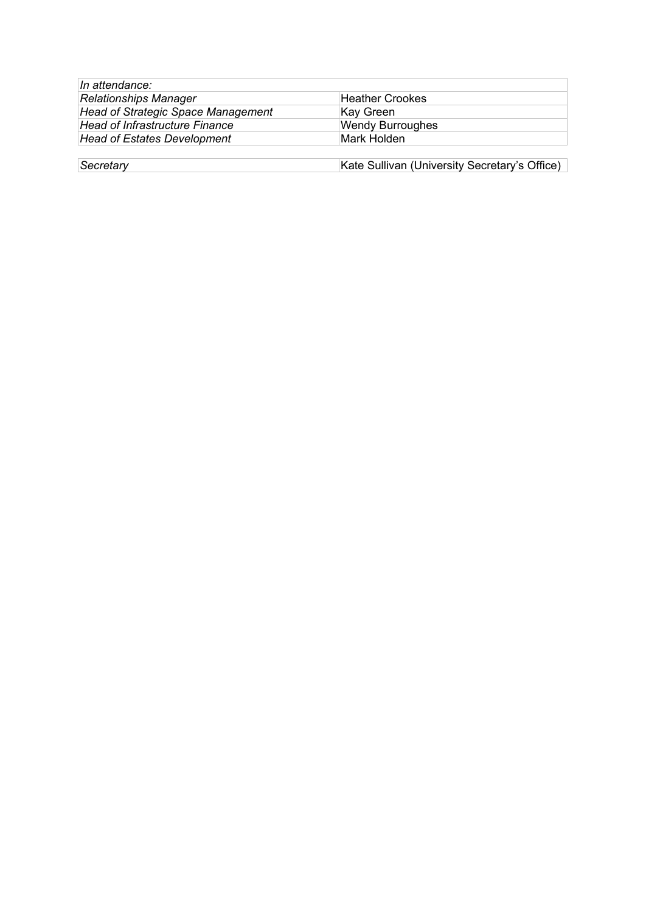| | |
|---|---|
| *In attendance:* | |
| *Relationships Manager* | Heather Crookes |
| *Head of Strategic Space Management* | Kay Green |
| *Head of Infrastructure Finance* | Wendy Burroughes |
| *Head of Estates Development* | Mark Holden |

| | |
|---|---|
| *Secretary* | Kate Sullivan (University Secretary's Office) |